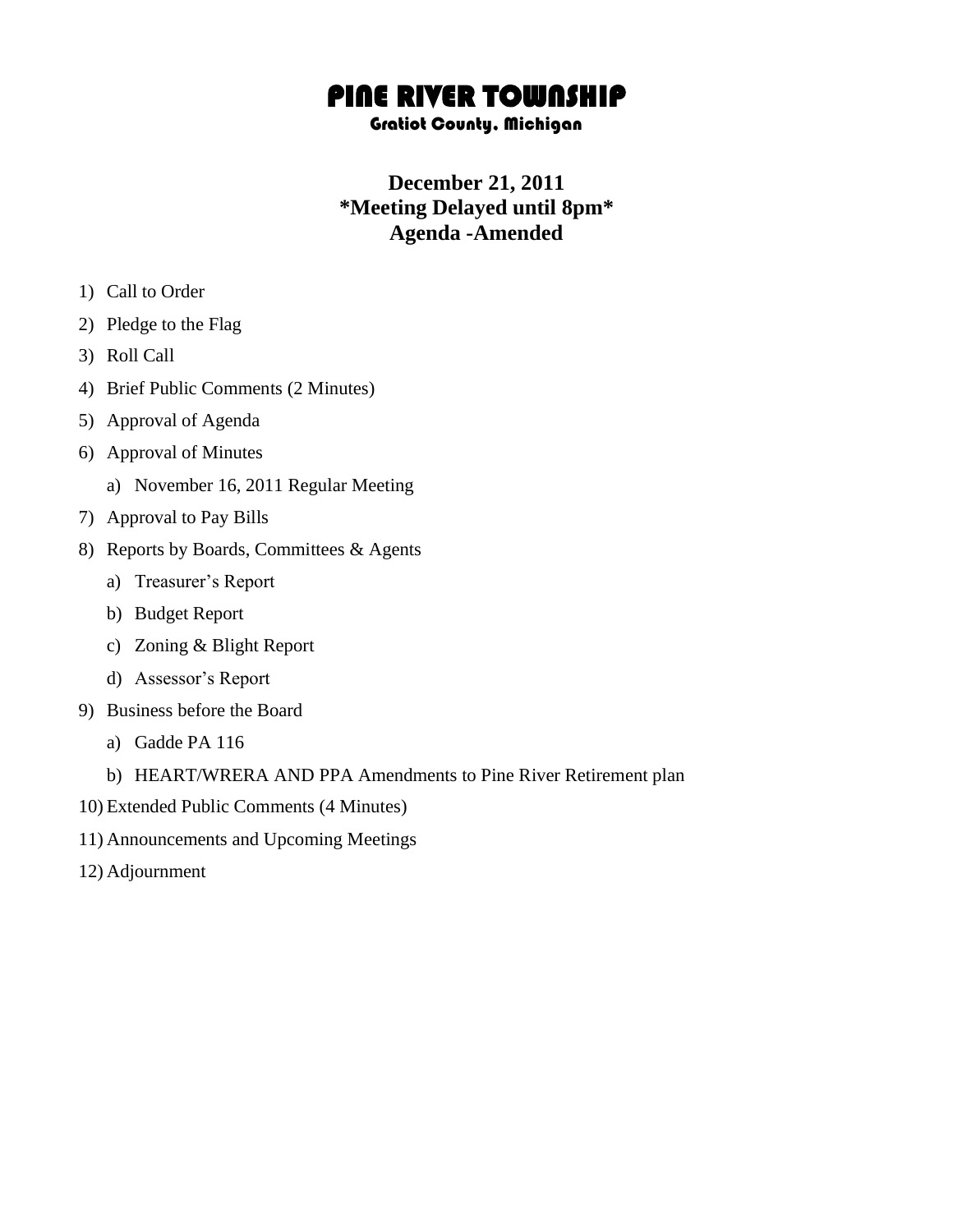# PINE RIVER TOWNSHIP

**Gratiot County, Michigan**

## December 21, 2011
## *Meeting Delayed until 8pm*
## Agenda -Amended

1) Call to Order
2) Pledge to the Flag
3) Roll Call
4) Brief Public Comments (2 Minutes)
5) Approval of Agenda
6) Approval of Minutes
   a) November 16, 2011 Regular Meeting
7) Approval to Pay Bills
8) Reports by Boards, Committees & Agents
   a) Treasurer's Report
   b) Budget Report
   c) Zoning & Blight Report
   d) Assessor's Report
9) Business before the Board
   a) Gadde PA 116
   b) HEART/WRERA AND PPA Amendments to Pine River Retirement plan
10) Extended Public Comments (4 Minutes)
11) Announcements and Upcoming Meetings
12) Adjournment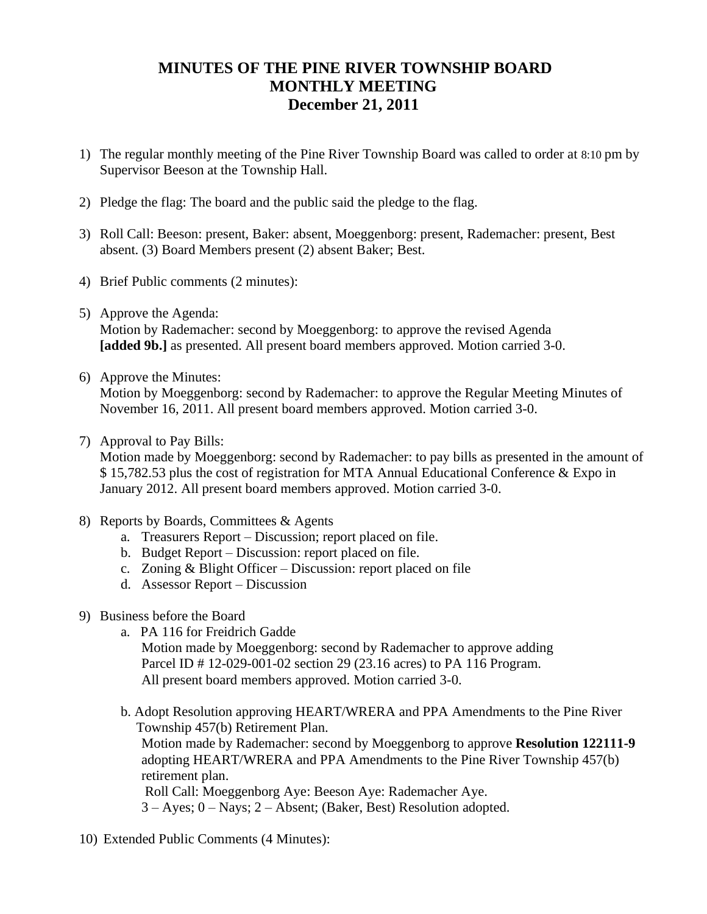# MINUTES OF THE PINE RIVER TOWNSHIP BOARD MONTHLY MEETING December 21, 2011

1) The regular monthly meeting of the Pine River Township Board was called to order at 8:10 pm by Supervisor Beeson at the Township Hall.

2) Pledge the flag: The board and the public said the pledge to the flag.

3) Roll Call: Beeson: present, Baker: absent, Moeggenborg: present, Rademacher: present, Best absent. (3) Board Members present (2) absent Baker; Best.

4) Brief Public comments (2 minutes):

5) Approve the Agenda:
   Motion by Rademacher: second by Moeggenborg: to approve the revised Agenda **[added 9b.]** as presented. All present board members approved. Motion carried 3-0.

6) Approve the Minutes:
   Motion by Moeggenborg: second by Rademacher: to approve the Regular Meeting Minutes of November 16, 2011. All present board members approved. Motion carried 3-0.

7) Approval to Pay Bills:
   Motion made by Moeggenborg: second by Rademacher: to pay bills as presented in the amount of $ 15,782.53 plus the cost of registration for MTA Annual Educational Conference & Expo in January 2012. All present board members approved. Motion carried 3-0.

8) Reports by Boards, Committees & Agents
   a. Treasurers Report – Discussion; report placed on file.
   b. Budget Report – Discussion: report placed on file.
   c. Zoning & Blight Officer – Discussion: report placed on file
   d. Assessor Report – Discussion

9) Business before the Board
   a. PA 116 for Freidrich Gadde
      Motion made by Moeggenborg: second by Rademacher to approve adding Parcel ID # 12-029-001-02 section 29 (23.16 acres) to PA 116 Program.
      All present board members approved. Motion carried 3-0.

   b. Adopt Resolution approving HEART/WRERA and PPA Amendments to the Pine River Township 457(b) Retirement Plan.
      Motion made by Rademacher: second by Moeggenborg to approve **Resolution 122111-9** adopting HEART/WRERA and PPA Amendments to the Pine River Township 457(b) retirement plan.
      Roll Call: Moeggenborg Aye: Beeson Aye: Rademacher Aye.
      3 – Ayes; 0 – Nays; 2 – Absent; (Baker, Best) Resolution adopted.

10) Extended Public Comments (4 Minutes):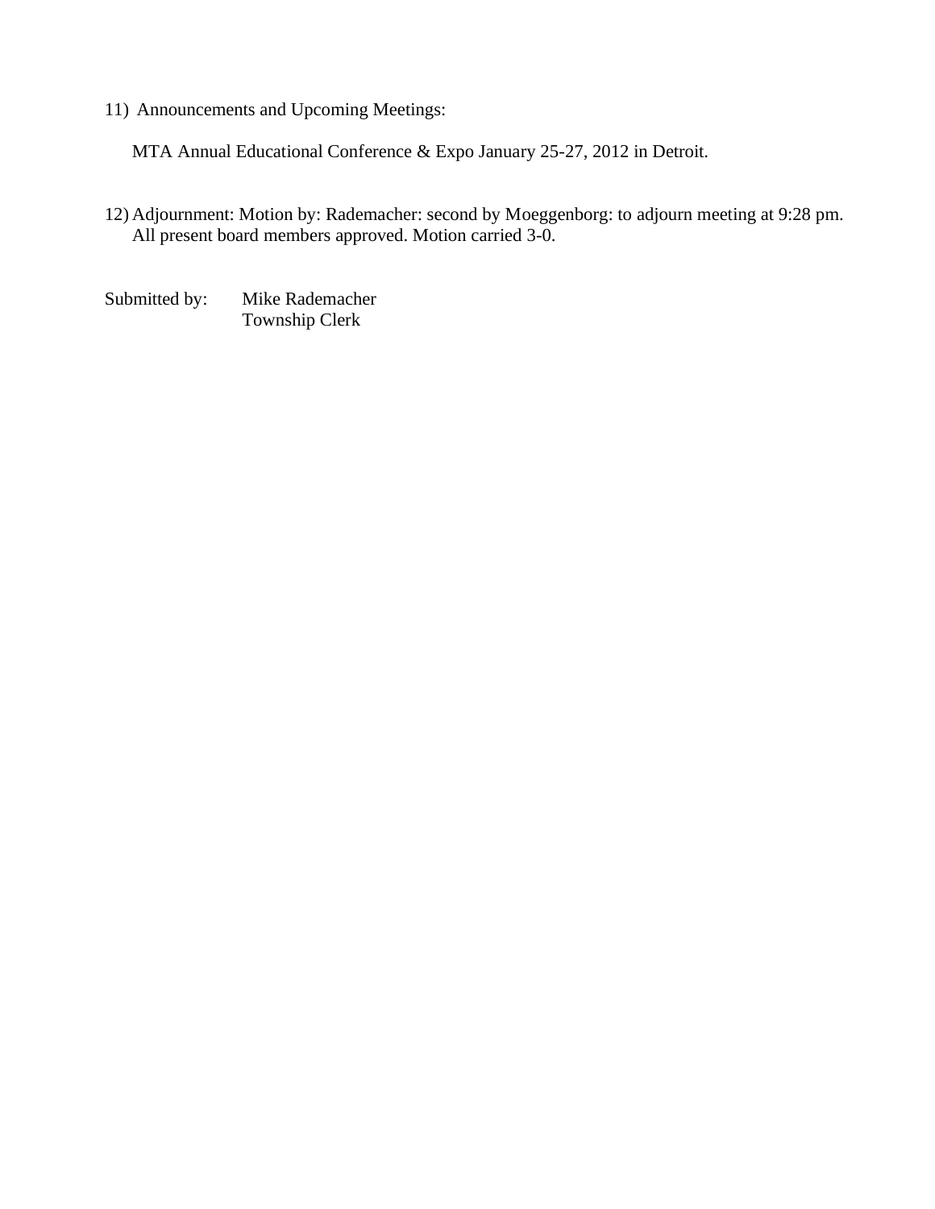11) Announcements and Upcoming Meetings:

MTA Annual Educational Conference & Expo January 25-27, 2012 in Detroit.

12) Adjournment: Motion by: Rademacher: second by Moeggenborg: to adjourn meeting at 9:28 pm. All present board members approved. Motion carried 3-0.

Submitted by: Mike Rademacher
Township Clerk